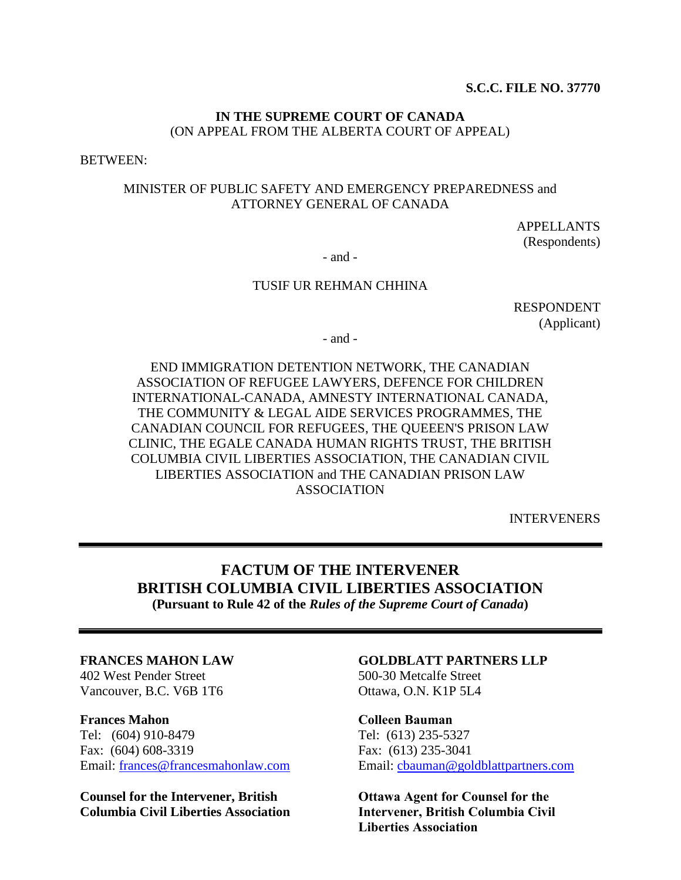**S.C.C. FILE NO. 37770**

**IN THE SUPREME COURT OF CANADA**
(ON APPEAL FROM THE ALBERTA COURT OF APPEAL)

BETWEEN:

MINISTER OF PUBLIC SAFETY AND EMERGENCY PREPAREDNESS and ATTORNEY GENERAL OF CANADA

APPELLANTS
(Respondents)

- and -

TUSIF UR REHMAN CHHINA

RESPONDENT
(Applicant)

- and -

END IMMIGRATION DETENTION NETWORK, THE CANADIAN ASSOCIATION OF REFUGEE LAWYERS, DEFENCE FOR CHILDREN INTERNATIONAL-CANADA, AMNESTY INTERNATIONAL CANADA, THE COMMUNITY & LEGAL AIDE SERVICES PROGRAMMES, THE CANADIAN COUNCIL FOR REFUGEES, THE QUEEN'S PRISON LAW CLINIC, THE EGALE CANADA HUMAN RIGHTS TRUST, THE BRITISH COLUMBIA CIVIL LIBERTIES ASSOCIATION, THE CANADIAN CIVIL LIBERTIES ASSOCIATION and THE CANADIAN PRISON LAW ASSOCIATION

INTERVENERS

---

# FACTUM OF THE INTERVENER BRITISH COLUMBIA CIVIL LIBERTIES ASSOCIATION

**(Pursuant to Rule 42 of the *Rules of the Supreme Court of Canada*)**

---

**FRANCES MAHON LAW**
402 West Pender Street
Vancouver, B.C. V6B 1T6

**Frances Mahon**
Tel: (604) 910-8479
Fax: (604) 608-3319
Email: frances@francesmahonlaw.com

**Counsel for the Intervener, British Columbia Civil Liberties Association**

**GOLDBLATT PARTNERS LLP**
500-30 Metcalfe Street
Ottawa, O.N. K1P 5L4

**Colleen Bauman**
Tel: (613) 235-5327
Fax: (613) 235-3041
Email: cbauman@goldblattpartners.com

**Ottawa Agent for Counsel for the Intervener, British Columbia Civil Liberties Association**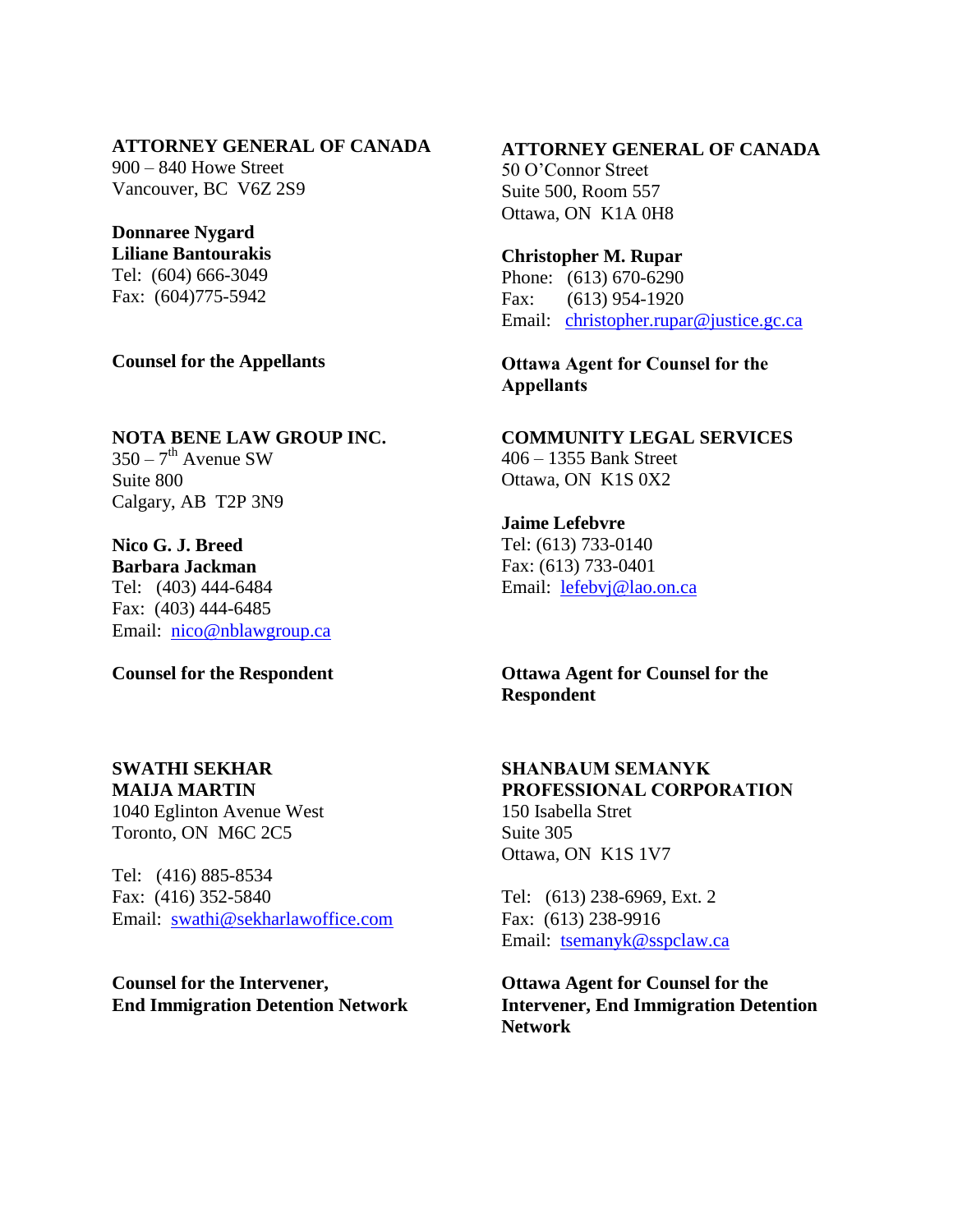**ATTORNEY GENERAL OF CANADA**
900 – 840 Howe Street
Vancouver, BC V6Z 2S9

**Donnaree Nygard**
**Liliane Bantourakis**
Tel: (604) 666-3049
Fax: (604)775-5942

**Counsel for the Appellants**

**ATTORNEY GENERAL OF CANADA**
50 O'Connor Street
Suite 500, Room 557
Ottawa, ON K1A 0H8

**Christopher M. Rupar**
Phone: (613) 670-6290
Fax: (613) 954-1920
Email: christopher.rupar@justice.gc.ca

**Ottawa Agent for Counsel for the Appellants**

**NOTA BENE LAW GROUP INC.**
350 – 7th Avenue SW
Suite 800
Calgary, AB T2P 3N9

**Nico G. J. Breed**
**Barbara Jackman**
Tel: (403) 444-6484
Fax: (403) 444-6485
Email: nico@nblawgroup.ca

**Counsel for the Respondent**

**COMMUNITY LEGAL SERVICES**
406 – 1355 Bank Street
Ottawa, ON K1S 0X2

**Jaime Lefebvre**
Tel: (613) 733-0140
Fax: (613) 733-0401
Email: lefebvj@lao.on.ca

**Ottawa Agent for Counsel for the Respondent**

**SWATHI SEKHAR**
**MAIJA MARTIN**
1040 Eglinton Avenue West
Toronto, ON M6C 2C5

Tel: (416) 885-8534
Fax: (416) 352-5840
Email: swathi@sekharlawoffice.com

**Counsel for the Intervener, End Immigration Detention Network**

**SHANBAUM SEMANYK PROFESSIONAL CORPORATION**
150 Isabella Stret
Suite 305
Ottawa, ON K1S 1V7

Tel: (613) 238-6969, Ext. 2
Fax: (613) 238-9916
Email: tsemanyk@sspclaw.ca

**Ottawa Agent for Counsel for the Intervener, End Immigration Detention Network**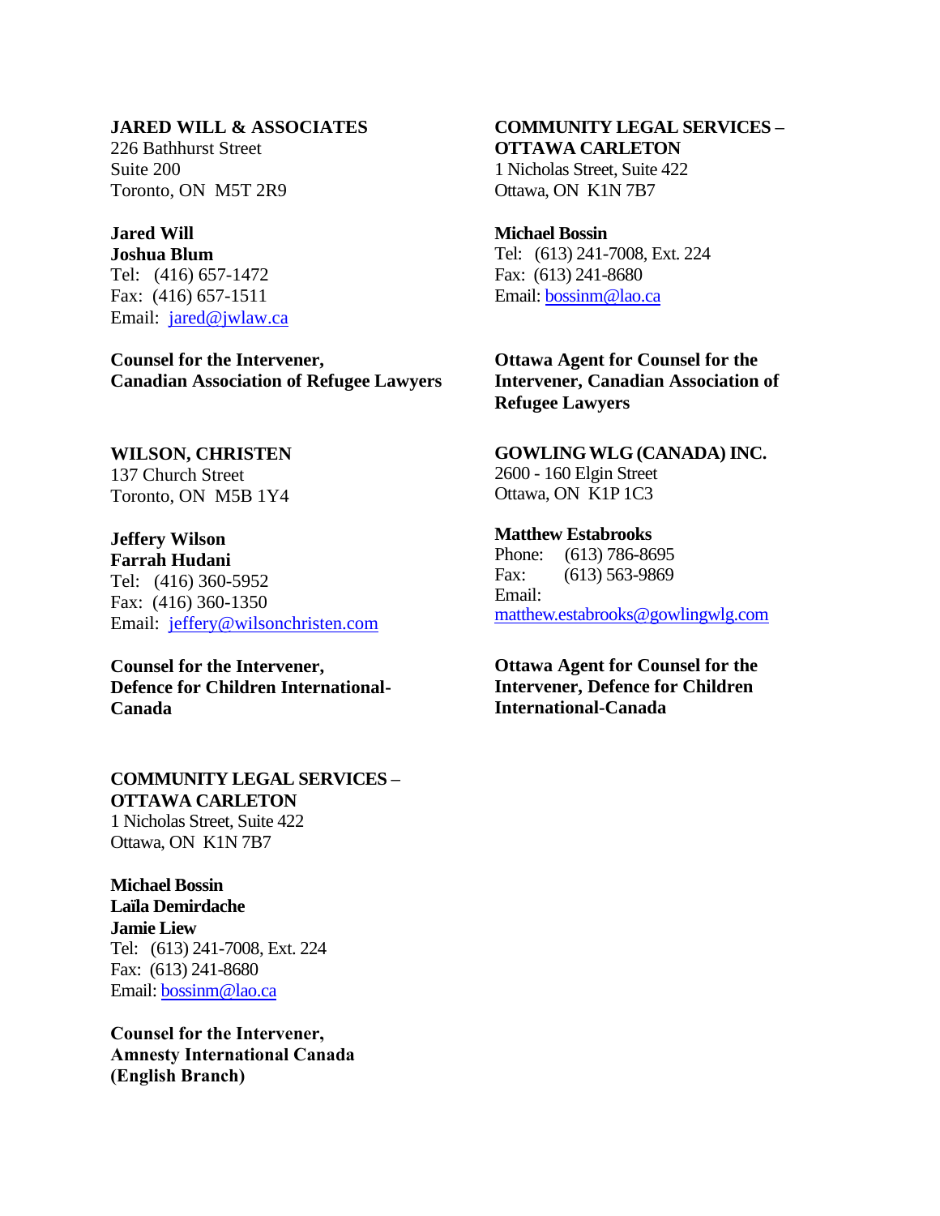**JARED WILL & ASSOCIATES**
226 Bathhurst Street
Suite 200
Toronto, ON  M5T 2R9

**Jared Will**
**Joshua Blum**
Tel:  (416) 657-1472
Fax:  (416) 657-1511
Email:  jared@jwlaw.ca

**Counsel for the Intervener, Canadian Association of Refugee Lawyers**

**COMMUNITY LEGAL SERVICES – OTTAWA CARLETON**
1 Nicholas Street, Suite 422
Ottawa, ON  K1N 7B7

**Michael Bossin**
Tel:  (613) 241-7008, Ext. 224
Fax:  (613) 241-8680
Email: bossinm@lao.ca

**Ottawa Agent for Counsel for the Intervener, Canadian Association of Refugee Lawyers**

**WILSON, CHRISTEN**
137 Church Street
Toronto, ON  M5B 1Y4

**Jeffery Wilson**
**Farrah Hudani**
Tel:  (416) 360-5952
Fax:  (416) 360-1350
Email:  jeffery@wilsonchristen.com

**Counsel for the Intervener, Defence for Children International-Canada**

**GOWLING WLG (CANADA) INC.**
2600 - 160 Elgin Street
Ottawa, ON  K1P 1C3

**Matthew Estabrooks**
Phone:  (613) 786-8695
Fax:  (613) 563-9869
Email:
matthew.estabrooks@gowlingwlg.com

**Ottawa Agent for Counsel for the Intervener, Defence for Children International-Canada**

**COMMUNITY LEGAL SERVICES – OTTAWA CARLETON**
1 Nicholas Street, Suite 422
Ottawa, ON  K1N 7B7

**Michael Bossin**
**Laïla Demirdache**
**Jamie Liew**
Tel:  (613) 241-7008, Ext. 224
Fax:  (613) 241-8680
Email: bossinm@lao.ca

**Counsel for the Intervener, Amnesty International Canada (English Branch)**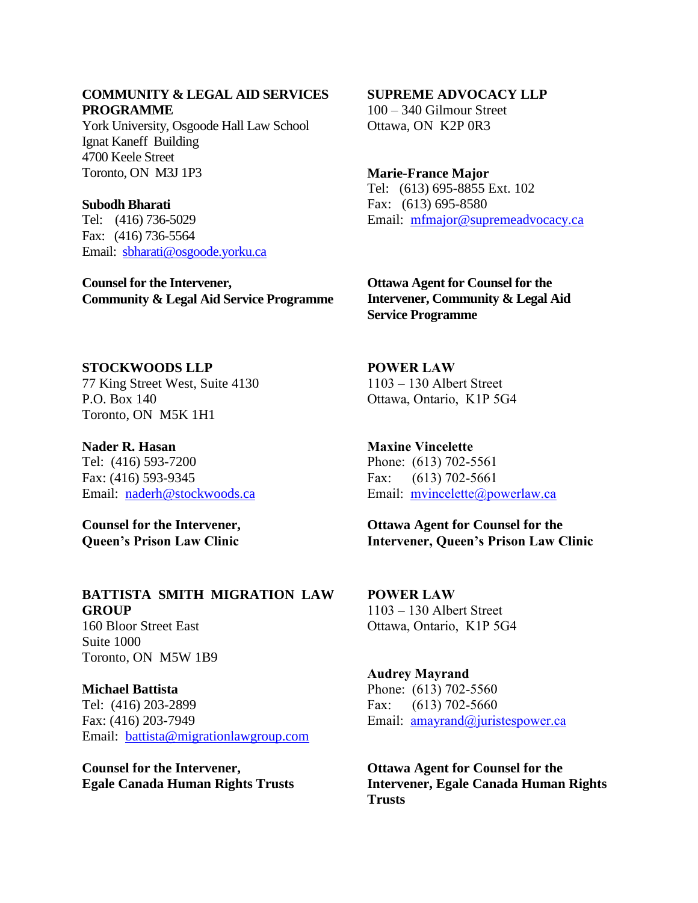**COMMUNITY & LEGAL AID SERVICES PROGRAMME**
York University, Osgoode Hall Law School
Ignat Kaneff Building
4700 Keele Street
Toronto, ON M3J 1P3

**Subodh Bharati**
Tel: (416) 736-5029
Fax: (416) 736-5564
Email: sbharati@osgoode.yorku.ca

**Counsel for the Intervener, Community & Legal Aid Service Programme**

**SUPREME ADVOCACY LLP**
100 – 340 Gilmour Street
Ottawa, ON K2P 0R3

**Marie-France Major**
Tel: (613) 695-8855 Ext. 102
Fax: (613) 695-8580
Email: mfmajor@supremeadvocacy.ca

**Ottawa Agent for Counsel for the Intervener, Community & Legal Aid Service Programme**

**STOCKWOODS LLP**
77 King Street West, Suite 4130
P.O. Box 140
Toronto, ON M5K 1H1

**Nader R. Hasan**
Tel: (416) 593-7200
Fax: (416) 593-9345
Email: naderh@stockwoods.ca

**Counsel for the Intervener, Queen's Prison Law Clinic**

**POWER LAW**
1103 – 130 Albert Street
Ottawa, Ontario, K1P 5G4

**Maxine Vincelette**
Phone: (613) 702-5561
Fax: (613) 702-5661
Email: mvincelette@powerlaw.ca

**Ottawa Agent for Counsel for the Intervener, Queen's Prison Law Clinic**

**BATTISTA SMITH MIGRATION LAW GROUP**
160 Bloor Street East
Suite 1000
Toronto, ON M5W 1B9

**Michael Battista**
Tel: (416) 203-2899
Fax: (416) 203-7949
Email: battista@migrationlawgroup.com

**Counsel for the Intervener, Egale Canada Human Rights Trusts**

**POWER LAW**
1103 – 130 Albert Street
Ottawa, Ontario, K1P 5G4

**Audrey Mayrand**
Phone: (613) 702-5560
Fax: (613) 702-5660
Email: amayrand@juristespower.ca

**Ottawa Agent for Counsel for the Intervener, Egale Canada Human Rights Trusts**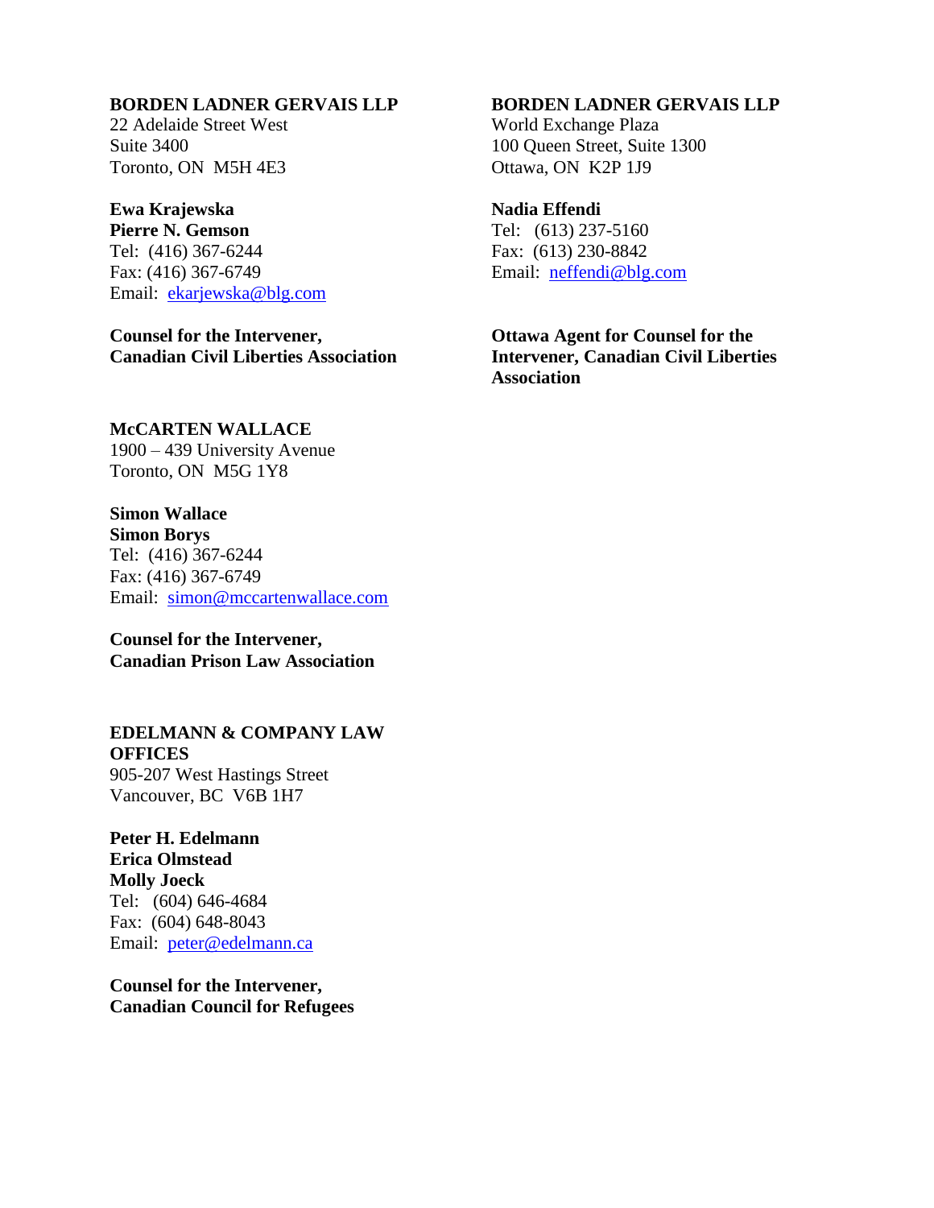**BORDEN LADNER GERVAIS LLP**
22 Adelaide Street West
Suite 3400
Toronto, ON M5H 4E3

**Ewa Krajewska**
**Pierre N. Gemson**
Tel: (416) 367-6244
Fax: (416) 367-6749
Email: ekarjewska@blg.com

**Counsel for the Intervener, Canadian Civil Liberties Association**

**BORDEN LADNER GERVAIS LLP**
World Exchange Plaza
100 Queen Street, Suite 1300
Ottawa, ON K2P 1J9

**Nadia Effendi**
Tel: (613) 237-5160
Fax: (613) 230-8842
Email: neffendi@blg.com

**Ottawa Agent for Counsel for the Intervener, Canadian Civil Liberties Association**

**McCARTEN WALLACE**
1900 – 439 University Avenue
Toronto, ON M5G 1Y8

**Simon Wallace**
**Simon Borys**
Tel: (416) 367-6244
Fax: (416) 367-6749
Email: simon@mccartenwallace.com

**Counsel for the Intervener, Canadian Prison Law Association**

**EDELMANN & COMPANY LAW OFFICES**
905-207 West Hastings Street
Vancouver, BC V6B 1H7

**Peter H. Edelmann**
**Erica Olmstead**
**Molly Joeck**
Tel: (604) 646-4684
Fax: (604) 648-8043
Email: peter@edelmann.ca

**Counsel for the Intervener, Canadian Council for Refugees**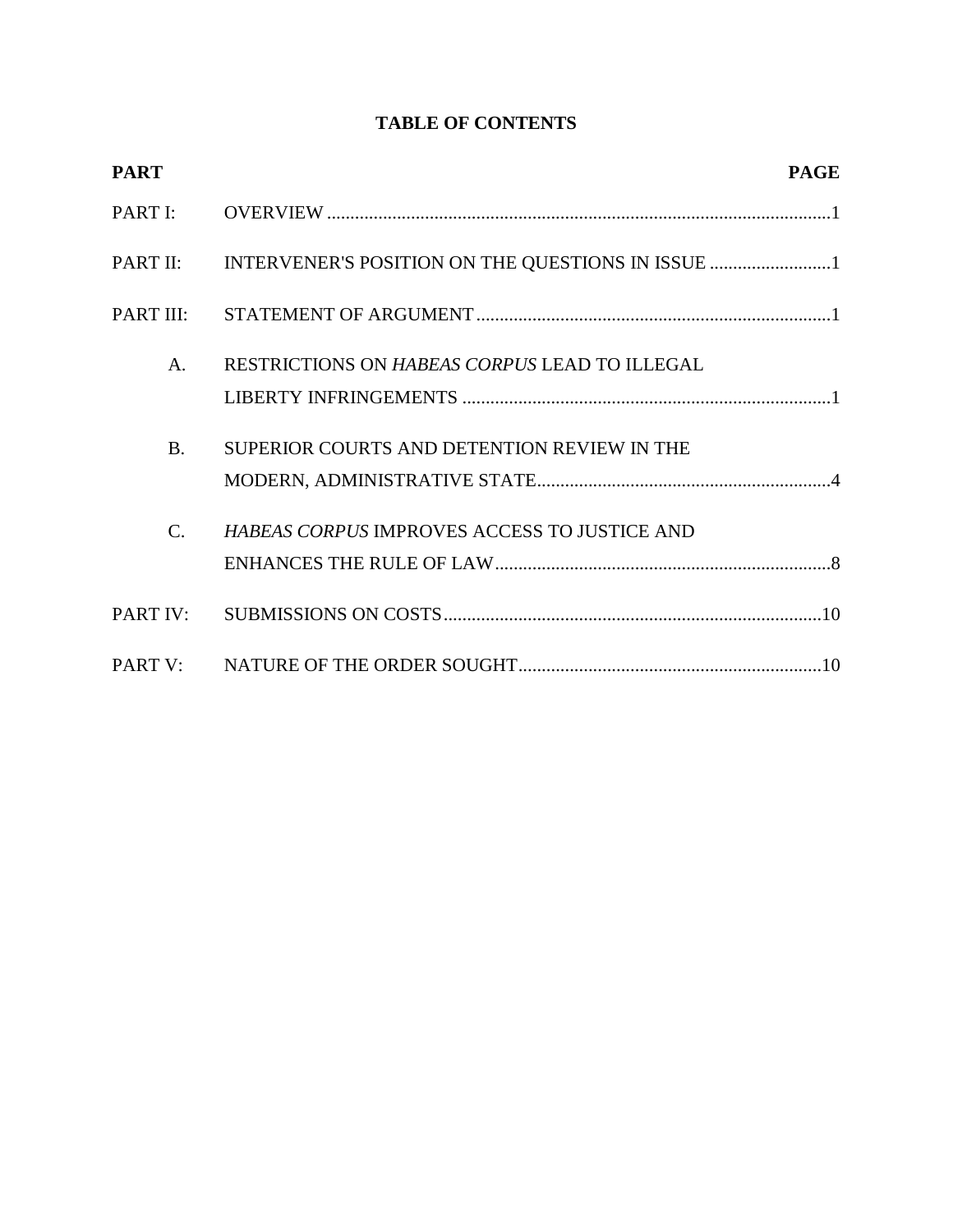# TABLE OF CONTENTS

| PART | | PAGE |
|---|---|---|
| PART I: | OVERVIEW | 1 |
| PART II: | INTERVENER'S POSITION ON THE QUESTIONS IN ISSUE | 1 |
| PART III: | STATEMENT OF ARGUMENT | 1 |
| A. | RESTRICTIONS ON *HABEAS CORPUS* LEAD TO ILLEGAL LIBERTY INFRINGEMENTS | 1 |
| B. | SUPERIOR COURTS AND DETENTION REVIEW IN THE MODERN, ADMINISTRATIVE STATE | 4 |
| C. | *HABEAS CORPUS* IMPROVES ACCESS TO JUSTICE AND ENHANCES THE RULE OF LAW | 8 |
| PART IV: | SUBMISSIONS ON COSTS | 10 |
| PART V: | NATURE OF THE ORDER SOUGHT | 10 |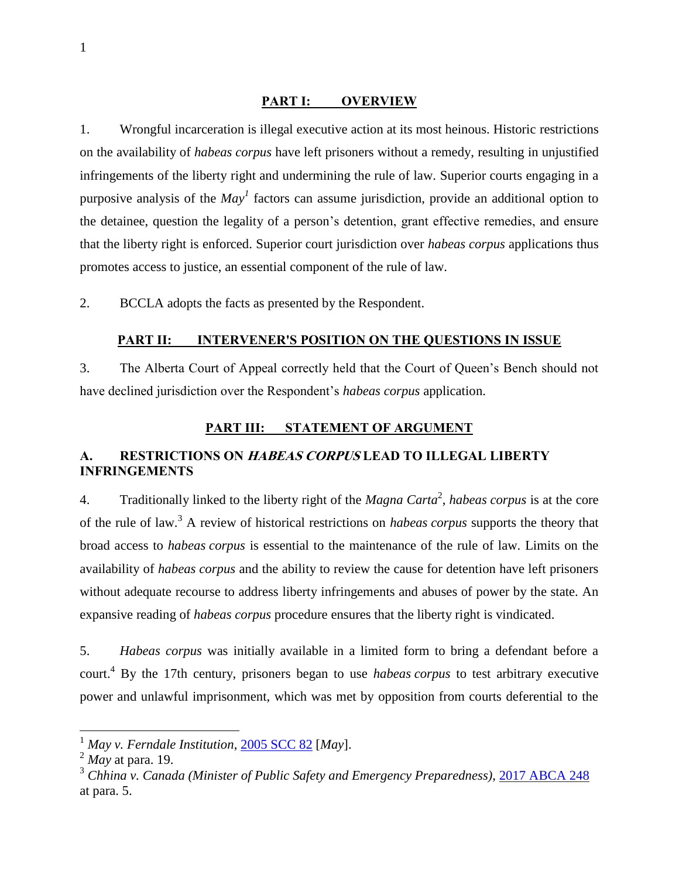## PART I: OVERVIEW

1. Wrongful incarceration is illegal executive action at its most heinous. Historic restrictions on the availability of *habeas corpus* have left prisoners without a remedy, resulting in unjustified infringements of the liberty right and undermining the rule of law. Superior courts engaging in a purposive analysis of the *May*[1] factors can assume jurisdiction, provide an additional option to the detainee, question the legality of a person's detention, grant effective remedies, and ensure that the liberty right is enforced. Superior court jurisdiction over *habeas corpus* applications thus promotes access to justice, an essential component of the rule of law.

2. BCCLA adopts the facts as presented by the Respondent.

## PART II: INTERVENER'S POSITION ON THE QUESTIONS IN ISSUE

3. The Alberta Court of Appeal correctly held that the Court of Queen's Bench should not have declined jurisdiction over the Respondent's *habeas corpus* application.

## PART III: STATEMENT OF ARGUMENT

### A. RESTRICTIONS ON *HABEAS CORPUS* LEAD TO ILLEGAL LIBERTY INFRINGEMENTS

4. Traditionally linked to the liberty right of the *Magna Carta*[2], *habeas corpus* is at the core of the rule of law.[3] A review of historical restrictions on *habeas corpus* supports the theory that broad access to *habeas corpus* is essential to the maintenance of the rule of law. Limits on the availability of *habeas corpus* and the ability to review the cause for detention have left prisoners without adequate recourse to address liberty infringements and abuses of power by the state. An expansive reading of *habeas corpus* procedure ensures that the liberty right is vindicated.

5. *Habeas corpus* was initially available in a limited form to bring a defendant before a court.[4] By the 17th century, prisoners began to use *habeas corpus* to test arbitrary executive power and unlawful imprisonment, which was met by opposition from courts deferential to the

---

[1] *May v. Ferndale Institution*, 2005 SCC 82 [*May*].

[2] *May* at para. 19.

[3] *Chhina v. Canada (Minister of Public Safety and Emergency Preparedness)*, 2017 ABCA 248 at para. 5.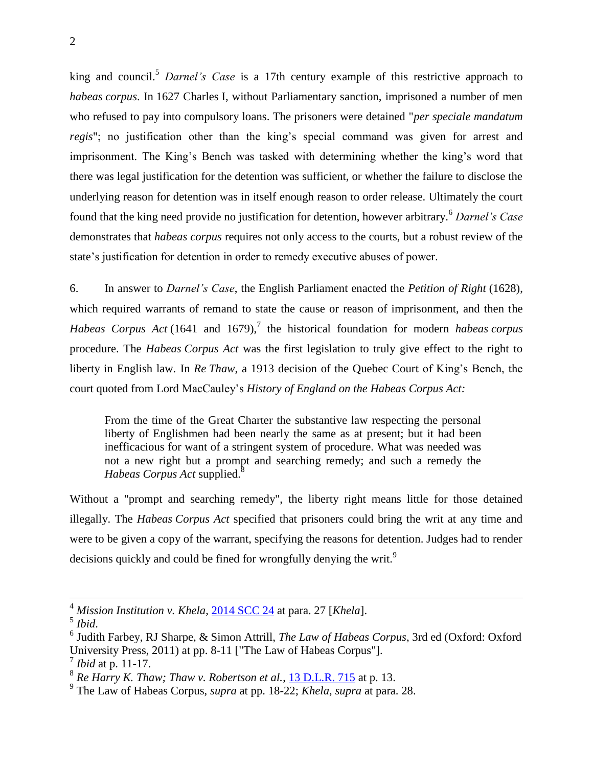king and council.[5] *Darnel's Case* is a 17th century example of this restrictive approach to *habeas corpus*. In 1627 Charles I, without Parliamentary sanction, imprisoned a number of men who refused to pay into compulsory loans. The prisoners were detained "*per speciale mandatum regis*"; no justification other than the king's special command was given for arrest and imprisonment. The King's Bench was tasked with determining whether the king's word that there was legal justification for the detention was sufficient, or whether the failure to disclose the underlying reason for detention was in itself enough reason to order release. Ultimately the court found that the king need provide no justification for detention, however arbitrary.[6] *Darnel's Case* demonstrates that *habeas corpus* requires not only access to the courts, but a robust review of the state's justification for detention in order to remedy executive abuses of power.

6. In answer to *Darnel's Case*, the English Parliament enacted the *Petition of Right* (1628), which required warrants of remand to state the cause or reason of imprisonment, and then the *Habeas Corpus Act* (1641 and 1679),[7] the historical foundation for modern *habeas corpus* procedure. The *Habeas Corpus Act* was the first legislation to truly give effect to the right to liberty in English law. In *Re Thaw*, a 1913 decision of the Quebec Court of King's Bench, the court quoted from Lord MacCauley's *History of England on the Habeas Corpus Act:*

> From the time of the Great Charter the substantive law respecting the personal liberty of Englishmen had been nearly the same as at present; but it had been inefficacious for want of a stringent system of procedure. What was needed was not a new right but a prompt and searching remedy; and such a remedy the *Habeas Corpus Act* supplied.[8]

Without a "prompt and searching remedy", the liberty right means little for those detained illegally. The *Habeas Corpus Act* specified that prisoners could bring the writ at any time and were to be given a copy of the warrant, specifying the reasons for detention. Judges had to render decisions quickly and could be fined for wrongfully denying the writ.[9]

---

[4] *Mission Institution v. Khela*, 2014 SCC 24 at para. 27 [*Khela*].

[5] *Ibid*.

[6] Judith Farbey, RJ Sharpe, & Simon Attrill, *The Law of Habeas Corpus*, 3rd ed (Oxford: Oxford University Press, 2011) at pp. 8-11 ["The Law of Habeas Corpus"].

[7] *Ibid* at p. 11-17.

[8] *Re Harry K. Thaw; Thaw v. Robertson et al.*, 13 D.L.R. 715 at p. 13.

[9] The Law of Habeas Corpus, *supra* at pp. 18-22; *Khela*, *supra* at para. 28.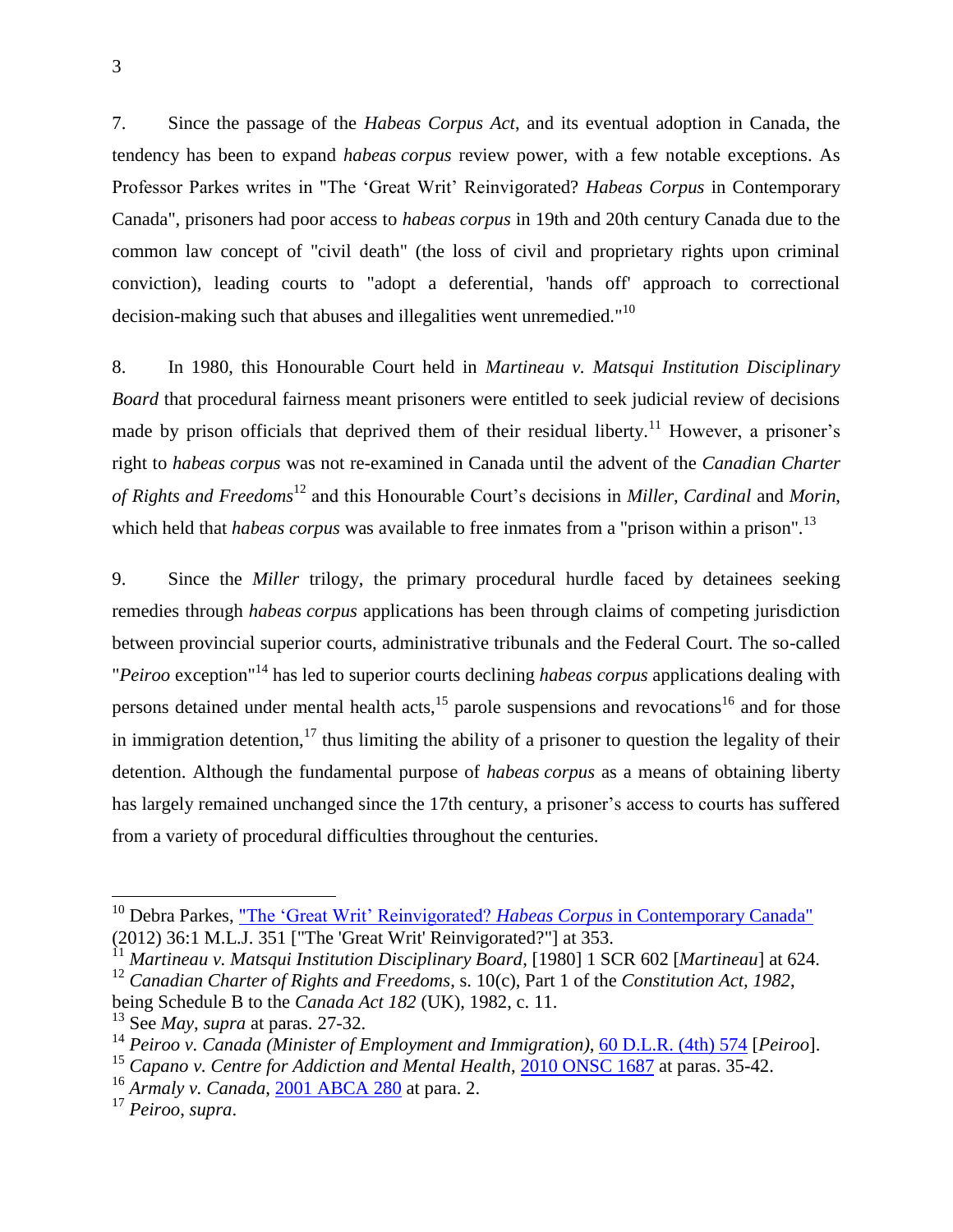7. Since the passage of the *Habeas Corpus Act*, and its eventual adoption in Canada, the tendency has been to expand *habeas corpus* review power, with a few notable exceptions. As Professor Parkes writes in "The 'Great Writ' Reinvigorated? *Habeas Corpus* in Contemporary Canada", prisoners had poor access to *habeas corpus* in 19th and 20th century Canada due to the common law concept of "civil death" (the loss of civil and proprietary rights upon criminal conviction), leading courts to "adopt a deferential, 'hands off' approach to correctional decision-making such that abuses and illegalities went unremedied."[10]

8. In 1980, this Honourable Court held in *Martineau v. Matsqui Institution Disciplinary Board* that procedural fairness meant prisoners were entitled to seek judicial review of decisions made by prison officials that deprived them of their residual liberty.[11] However, a prisoner's right to *habeas corpus* was not re-examined in Canada until the advent of the *Canadian Charter of Rights and Freedoms*[12] and this Honourable Court's decisions in *Miller*, *Cardinal* and *Morin*, which held that *habeas corpus* was available to free inmates from a "prison within a prison".[13]

9. Since the *Miller* trilogy, the primary procedural hurdle faced by detainees seeking remedies through *habeas corpus* applications has been through claims of competing jurisdiction between provincial superior courts, administrative tribunals and the Federal Court. The so-called "*Peiroo* exception"[14] has led to superior courts declining *habeas corpus* applications dealing with persons detained under mental health acts,[15] parole suspensions and revocations[16] and for those in immigration detention,[17] thus limiting the ability of a prisoner to question the legality of their detention. Although the fundamental purpose of *habeas corpus* as a means of obtaining liberty has largely remained unchanged since the 17th century, a prisoner's access to courts has suffered from a variety of procedural difficulties throughout the centuries.

---

[10] Debra Parkes, "The 'Great Writ' Reinvigorated? *Habeas Corpus* in Contemporary Canada" (2012) 36:1 M.L.J. 351 ["The 'Great Writ' Reinvigorated?"] at 353.

[11] *Martineau v. Matsqui Institution Disciplinary Board*, [1980] 1 SCR 602 [*Martineau*] at 624.

[12] *Canadian Charter of Rights and Freedoms*, s. 10(c), Part 1 of the *Constitution Act, 1982*, being Schedule B to the *Canada Act 182* (UK), 1982, c. 11.

[13] See *May*, *supra* at paras. 27-32.

[14] *Peiroo v. Canada (Minister of Employment and Immigration)*, 60 D.L.R. (4th) 574 [*Peiroo*].

[15] *Capano v. Centre for Addiction and Mental Health*, 2010 ONSC 1687 at paras. 35-42.

[16] *Armaly v. Canada*, 2001 ABCA 280 at para. 2.

[17] *Peiroo*, *supra*.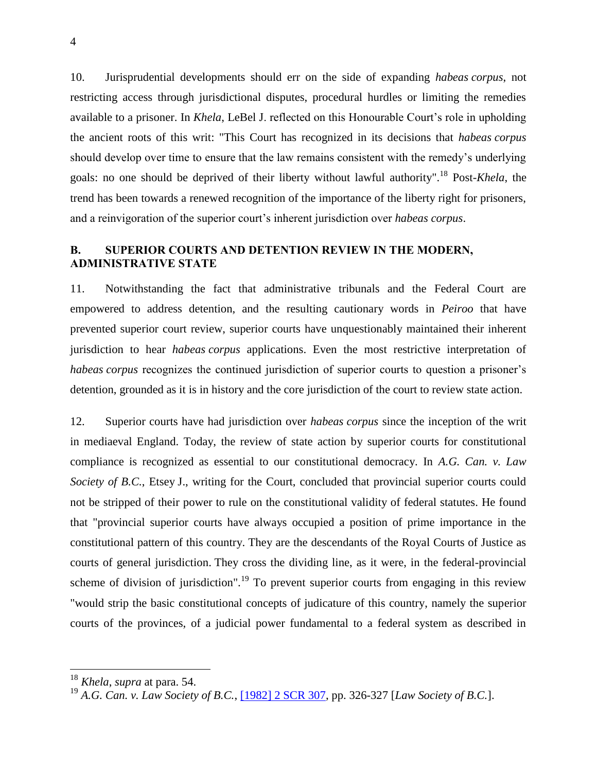10. Jurisprudential developments should err on the side of expanding *habeas corpus*, not restricting access through jurisdictional disputes, procedural hurdles or limiting the remedies available to a prisoner. In *Khela*, LeBel J. reflected on this Honourable Court's role in upholding the ancient roots of this writ: "This Court has recognized in its decisions that *habeas corpus* should develop over time to ensure that the law remains consistent with the remedy's underlying goals: no one should be deprived of their liberty without lawful authority".[18] Post-*Khela*, the trend has been towards a renewed recognition of the importance of the liberty right for prisoners, and a reinvigoration of the superior court's inherent jurisdiction over *habeas corpus*.

## B. SUPERIOR COURTS AND DETENTION REVIEW IN THE MODERN, ADMINISTRATIVE STATE

11. Notwithstanding the fact that administrative tribunals and the Federal Court are empowered to address detention, and the resulting cautionary words in *Peiroo* that have prevented superior court review, superior courts have unquestionably maintained their inherent jurisdiction to hear *habeas corpus* applications. Even the most restrictive interpretation of *habeas corpus* recognizes the continued jurisdiction of superior courts to question a prisoner's detention, grounded as it is in history and the core jurisdiction of the court to review state action.

12. Superior courts have had jurisdiction over *habeas corpus* since the inception of the writ in mediaeval England. Today, the review of state action by superior courts for constitutional compliance is recognized as essential to our constitutional democracy. In *A.G. Can. v. Law Society of B.C.*, Etsey J., writing for the Court, concluded that provincial superior courts could not be stripped of their power to rule on the constitutional validity of federal statutes. He found that "provincial superior courts have always occupied a position of prime importance in the constitutional pattern of this country. They are the descendants of the Royal Courts of Justice as courts of general jurisdiction. They cross the dividing line, as it were, in the federal-provincial scheme of division of jurisdiction".[19] To prevent superior courts from engaging in this review "would strip the basic constitutional concepts of judicature of this country, namely the superior courts of the provinces, of a judicial power fundamental to a federal system as described in

---

[18] *Khela*, *supra* at para. 54.

[19] *A.G. Can. v. Law Society of B.C.*, [1982] 2 SCR 307, pp. 326-327 [*Law Society of B.C.*].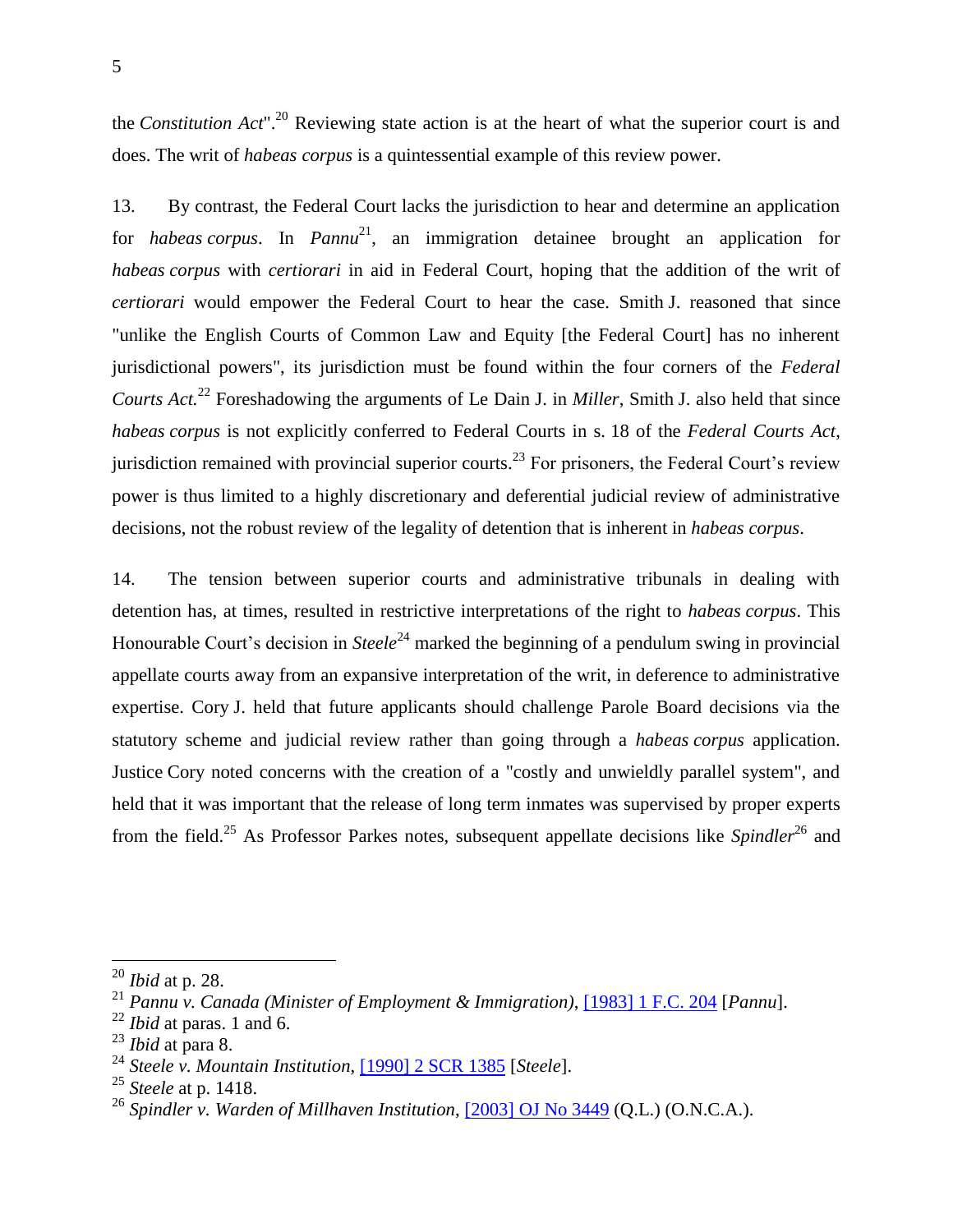the *Constitution Act*".[20] Reviewing state action is at the heart of what the superior court is and does. The writ of *habeas corpus* is a quintessential example of this review power.

13. By contrast, the Federal Court lacks the jurisdiction to hear and determine an application for *habeas corpus*. In *Pannu*[21], an immigration detainee brought an application for *habeas corpus* with *certiorari* in aid in Federal Court, hoping that the addition of the writ of *certiorari* would empower the Federal Court to hear the case. Smith J. reasoned that since "unlike the English Courts of Common Law and Equity [the Federal Court] has no inherent jurisdictional powers", its jurisdiction must be found within the four corners of the *Federal Courts Act.*[22] Foreshadowing the arguments of Le Dain J. in *Miller*, Smith J. also held that since *habeas corpus* is not explicitly conferred to Federal Courts in s. 18 of the *Federal Courts Act*, jurisdiction remained with provincial superior courts.[23] For prisoners, the Federal Court's review power is thus limited to a highly discretionary and deferential judicial review of administrative decisions, not the robust review of the legality of detention that is inherent in *habeas corpus*.

14. The tension between superior courts and administrative tribunals in dealing with detention has, at times, resulted in restrictive interpretations of the right to *habeas corpus*. This Honourable Court's decision in *Steele*[24] marked the beginning of a pendulum swing in provincial appellate courts away from an expansive interpretation of the writ, in deference to administrative expertise. Cory J. held that future applicants should challenge Parole Board decisions via the statutory scheme and judicial review rather than going through a *habeas corpus* application. Justice Cory noted concerns with the creation of a "costly and unwieldly parallel system", and held that it was important that the release of long term inmates was supervised by proper experts from the field.[25] As Professor Parkes notes, subsequent appellate decisions like *Spindler*[26] and

---

[20] *Ibid* at p. 28.

[21] *Pannu v. Canada (Minister of Employment & Immigration)*, [1983] 1 F.C. 204 [*Pannu*].

[22] *Ibid* at paras. 1 and 6.

[23] *Ibid* at para 8.

[24] *Steele v. Mountain Institution*, [1990] 2 SCR 1385 [*Steele*].

[25] *Steele* at p. 1418.

[26] *Spindler v. Warden of Millhaven Institution*, [2003] OJ No 3449 (Q.L.) (O.N.C.A.).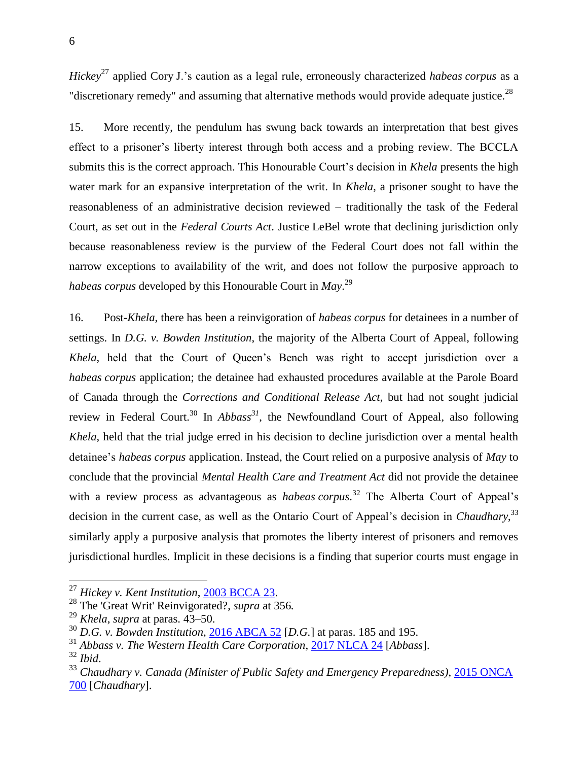*Hickey*[27] applied Cory J.'s caution as a legal rule, erroneously characterized *habeas corpus* as a "discretionary remedy" and assuming that alternative methods would provide adequate justice.[28]

15. More recently, the pendulum has swung back towards an interpretation that best gives effect to a prisoner's liberty interest through both access and a probing review. The BCCLA submits this is the correct approach. This Honourable Court's decision in *Khela* presents the high water mark for an expansive interpretation of the writ. In *Khela*, a prisoner sought to have the reasonableness of an administrative decision reviewed – traditionally the task of the Federal Court, as set out in the *Federal Courts Act*. Justice LeBel wrote that declining jurisdiction only because reasonableness review is the purview of the Federal Court does not fall within the narrow exceptions to availability of the writ, and does not follow the purposive approach to *habeas corpus* developed by this Honourable Court in *May*.[29]

16. Post-*Khela*, there has been a reinvigoration of *habeas corpus* for detainees in a number of settings. In *D.G. v. Bowden Institution*, the majority of the Alberta Court of Appeal, following *Khela*, held that the Court of Queen's Bench was right to accept jurisdiction over a *habeas corpus* application; the detainee had exhausted procedures available at the Parole Board of Canada through the *Corrections and Conditional Release Act*, but had not sought judicial review in Federal Court.[30] In *Abbass*[31], the Newfoundland Court of Appeal, also following *Khela*, held that the trial judge erred in his decision to decline jurisdiction over a mental health detainee's *habeas corpus* application. Instead, the Court relied on a purposive analysis of *May* to conclude that the provincial *Mental Health Care and Treatment Act* did not provide the detainee with a review process as advantageous as *habeas corpus*.[32] The Alberta Court of Appeal's decision in the current case, as well as the Ontario Court of Appeal's decision in *Chaudhary*,[33] similarly apply a purposive analysis that promotes the liberty interest of prisoners and removes jurisdictional hurdles. Implicit in these decisions is a finding that superior courts must engage in

---

[27] *Hickey v. Kent Institution*, 2003 BCCA 23.

[28] The 'Great Writ' Reinvigorated?, *supra* at 356.

[29] *Khela*, *supra* at paras. 43–50.

[30] *D.G. v. Bowden Institution*, 2016 ABCA 52 [*D.G.*] at paras. 185 and 195.

[31] *Abbass v. The Western Health Care Corporation*, 2017 NLCA 24 [*Abbass*].

[32] *Ibid.*

[33] *Chaudhary v. Canada (Minister of Public Safety and Emergency Preparedness)*, 2015 ONCA 700 [*Chaudhary*].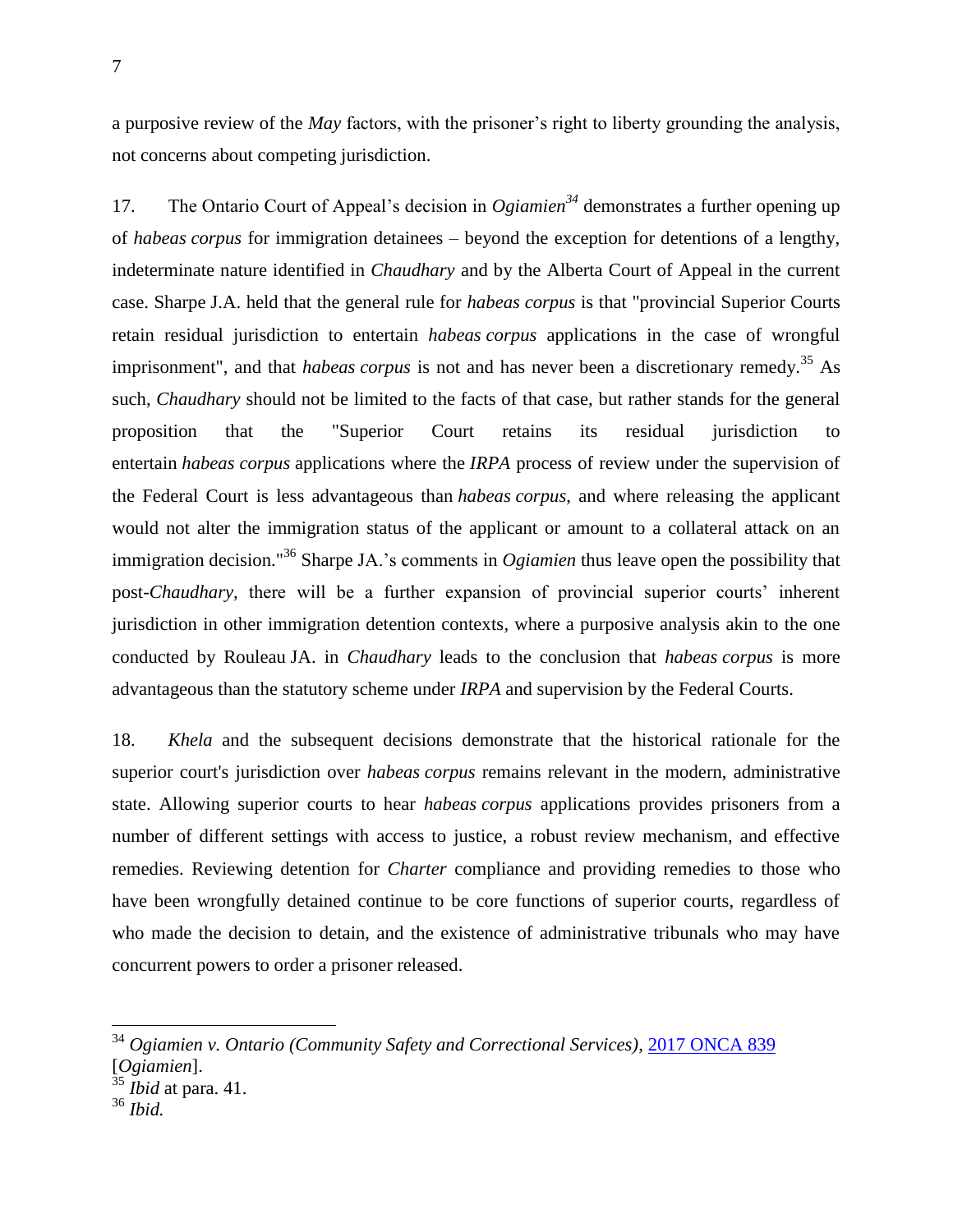a purposive review of the *May* factors, with the prisoner's right to liberty grounding the analysis, not concerns about competing jurisdiction.

17. The Ontario Court of Appeal's decision in *Ogiamien*[34] demonstrates a further opening up of *habeas corpus* for immigration detainees – beyond the exception for detentions of a lengthy, indeterminate nature identified in *Chaudhary* and by the Alberta Court of Appeal in the current case. Sharpe J.A. held that the general rule for *habeas corpus* is that "provincial Superior Courts retain residual jurisdiction to entertain *habeas corpus* applications in the case of wrongful imprisonment", and that *habeas corpus* is not and has never been a discretionary remedy.[35] As such, *Chaudhary* should not be limited to the facts of that case, but rather stands for the general proposition that the "Superior Court retains its residual jurisdiction to entertain *habeas corpus* applications where the *IRPA* process of review under the supervision of the Federal Court is less advantageous than *habeas corpus*, and where releasing the applicant would not alter the immigration status of the applicant or amount to a collateral attack on an immigration decision."[36] Sharpe JA.'s comments in *Ogiamien* thus leave open the possibility that post-*Chaudhary,* there will be a further expansion of provincial superior courts' inherent jurisdiction in other immigration detention contexts, where a purposive analysis akin to the one conducted by Rouleau JA. in *Chaudhary* leads to the conclusion that *habeas corpus* is more advantageous than the statutory scheme under *IRPA* and supervision by the Federal Courts.

18. *Khela* and the subsequent decisions demonstrate that the historical rationale for the superior court's jurisdiction over *habeas corpus* remains relevant in the modern, administrative state. Allowing superior courts to hear *habeas corpus* applications provides prisoners from a number of different settings with access to justice, a robust review mechanism, and effective remedies. Reviewing detention for *Charter* compliance and providing remedies to those who have been wrongfully detained continue to be core functions of superior courts, regardless of who made the decision to detain, and the existence of administrative tribunals who may have concurrent powers to order a prisoner released.

---

[34] *Ogiamien v. Ontario (Community Safety and Correctional Services)*, 2017 ONCA 839 [*Ogiamien*].

[35] *Ibid* at para. 41.

[36] *Ibid.*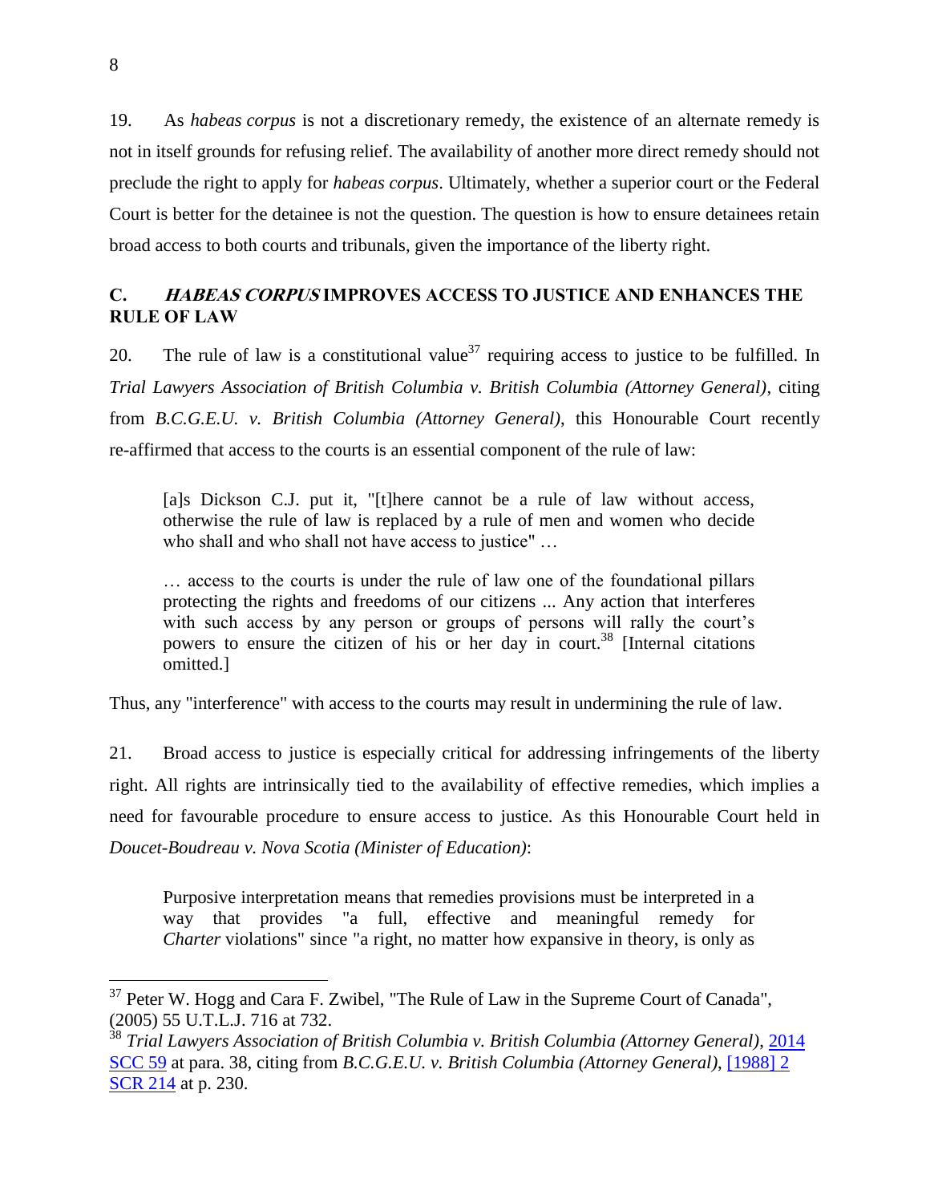19. As *habeas corpus* is not a discretionary remedy, the existence of an alternate remedy is not in itself grounds for refusing relief. The availability of another more direct remedy should not preclude the right to apply for *habeas corpus*. Ultimately, whether a superior court or the Federal Court is better for the detainee is not the question. The question is how to ensure detainees retain broad access to both courts and tribunals, given the importance of the liberty right.

### C. *HABEAS CORPUS* IMPROVES ACCESS TO JUSTICE AND ENHANCES THE RULE OF LAW

20. The rule of law is a constitutional value[37] requiring access to justice to be fulfilled. In *Trial Lawyers Association of British Columbia v. British Columbia (Attorney General)*, citing from *B.C.G.E.U. v. British Columbia (Attorney General)*, this Honourable Court recently re-affirmed that access to the courts is an essential component of the rule of law:

> [a]s Dickson C.J. put it, "[t]here cannot be a rule of law without access, otherwise the rule of law is replaced by a rule of men and women who decide who shall and who shall not have access to justice" …
>
> … access to the courts is under the rule of law one of the foundational pillars protecting the rights and freedoms of our citizens ... Any action that interferes with such access by any person or groups of persons will rally the court's powers to ensure the citizen of his or her day in court.[38] [Internal citations omitted.]

Thus, any "interference" with access to the courts may result in undermining the rule of law.

21. Broad access to justice is especially critical for addressing infringements of the liberty right. All rights are intrinsically tied to the availability of effective remedies, which implies a need for favourable procedure to ensure access to justice. As this Honourable Court held in *Doucet-Boudreau v. Nova Scotia (Minister of Education)*:

> Purposive interpretation means that remedies provisions must be interpreted in a way that provides "a full, effective and meaningful remedy for *Charter* violations" since "a right, no matter how expansive in theory, is only as

---

[37] Peter W. Hogg and Cara F. Zwibel, "The Rule of Law in the Supreme Court of Canada", (2005) 55 U.T.L.J. 716 at 732.

[38] *Trial Lawyers Association of British Columbia v. British Columbia (Attorney General)*, 2014 SCC 59 at para. 38, citing from *B.C.G.E.U. v. British Columbia (Attorney General)*, [1988] 2 SCR 214 at p. 230.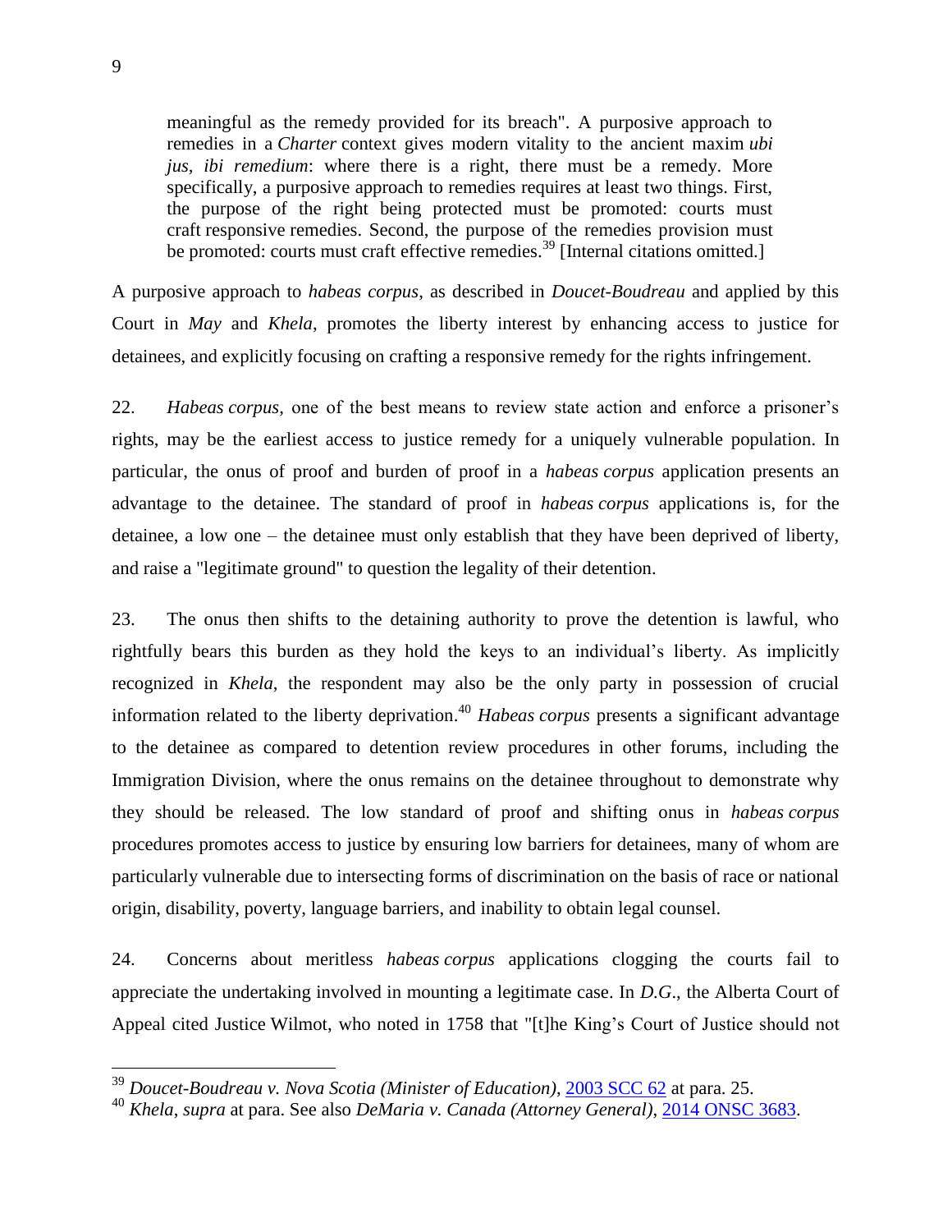> meaningful as the remedy provided for its breach". A purposive approach to remedies in a *Charter* context gives modern vitality to the ancient maxim *ubi jus, ibi remedium*: where there is a right, there must be a remedy. More specifically, a purposive approach to remedies requires at least two things. First, the purpose of the right being protected must be promoted: courts must craft responsive remedies. Second, the purpose of the remedies provision must be promoted: courts must craft effective remedies.[39] [Internal citations omitted.]

A purposive approach to *habeas corpus*, as described in *Doucet-Boudreau* and applied by this Court in *May* and *Khela*, promotes the liberty interest by enhancing access to justice for detainees, and explicitly focusing on crafting a responsive remedy for the rights infringement.

22. *Habeas corpus*, one of the best means to review state action and enforce a prisoner's rights, may be the earliest access to justice remedy for a uniquely vulnerable population. In particular, the onus of proof and burden of proof in a *habeas corpus* application presents an advantage to the detainee. The standard of proof in *habeas corpus* applications is, for the detainee, a low one – the detainee must only establish that they have been deprived of liberty, and raise a "legitimate ground" to question the legality of their detention.

23. The onus then shifts to the detaining authority to prove the detention is lawful, who rightfully bears this burden as they hold the keys to an individual's liberty. As implicitly recognized in *Khela*, the respondent may also be the only party in possession of crucial information related to the liberty deprivation.[40] *Habeas corpus* presents a significant advantage to the detainee as compared to detention review procedures in other forums, including the Immigration Division, where the onus remains on the detainee throughout to demonstrate why they should be released. The low standard of proof and shifting onus in *habeas corpus* procedures promotes access to justice by ensuring low barriers for detainees, many of whom are particularly vulnerable due to intersecting forms of discrimination on the basis of race or national origin, disability, poverty, language barriers, and inability to obtain legal counsel.

24. Concerns about meritless *habeas corpus* applications clogging the courts fail to appreciate the undertaking involved in mounting a legitimate case. In *D.G.*, the Alberta Court of Appeal cited Justice Wilmot, who noted in 1758 that "[t]he King's Court of Justice should not

---

[39] *Doucet-Boudreau v. Nova Scotia (Minister of Education)*, 2003 SCC 62 at para. 25.

[40] *Khela*, *supra* at para. See also *DeMaria v. Canada (Attorney General)*, 2014 ONSC 3683.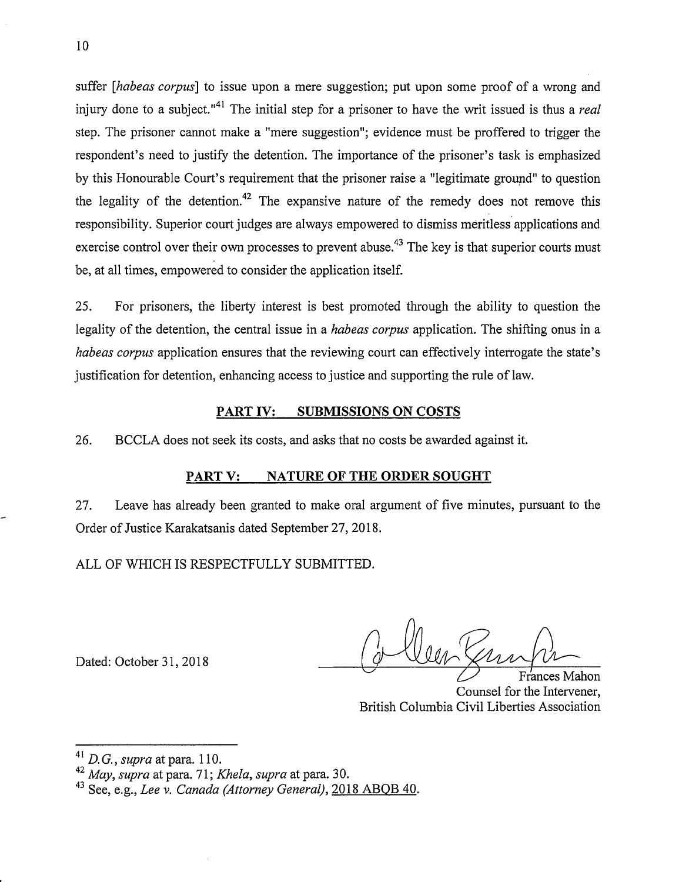suffer [*habeas corpus*] to issue upon a mere suggestion; put upon some proof of a wrong and injury done to a subject."[41] The initial step for a prisoner to have the writ issued is thus a *real* step. The prisoner cannot make a "mere suggestion"; evidence must be proffered to trigger the respondent's need to justify the detention. The importance of the prisoner's task is emphasized by this Honourable Court's requirement that the prisoner raise a "legitimate ground" to question the legality of the detention.[42] The expansive nature of the remedy does not remove this responsibility. Superior court judges are always empowered to dismiss meritless applications and exercise control over their own processes to prevent abuse.[43] The key is that superior courts must be, at all times, empowered to consider the application itself.

25. For prisoners, the liberty interest is best promoted through the ability to question the legality of the detention, the central issue in a *habeas corpus* application. The shifting onus in a *habeas corpus* application ensures that the reviewing court can effectively interrogate the state's justification for detention, enhancing access to justice and supporting the rule of law.

## PART IV: SUBMISSIONS ON COSTS

26. BCCLA does not seek its costs, and asks that no costs be awarded against it.

## PART V: NATURE OF THE ORDER SOUGHT

27. Leave has already been granted to make oral argument of five minutes, pursuant to the Order of Justice Karakatsanis dated September 27, 2018.

ALL OF WHICH IS RESPECTFULLY SUBMITTED.

Dated: October 31, 2018

Frances Mahon
Counsel for the Intervener,
British Columbia Civil Liberties Association

---

[41] *D.G.*, *supra* at para. 110.

[42] *May*, *supra* at para. 71; *Khela*, *supra* at para. 30.

[43] See, e.g., *Lee v. Canada (Attorney General)*, 2018 ABQB 40.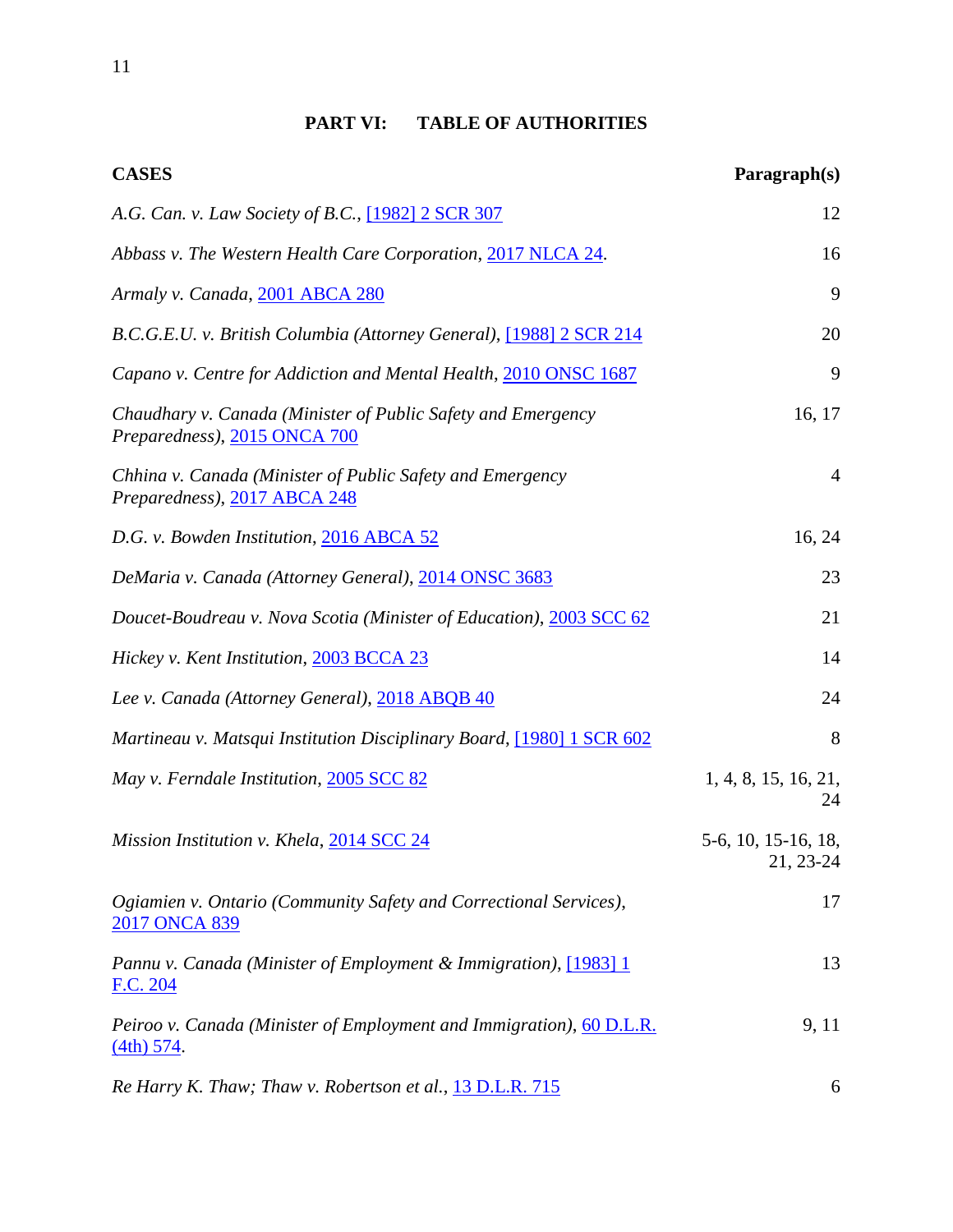## PART VI: TABLE OF AUTHORITIES

| CASES | Paragraph(s) |
|---|---|
| *A.G. Can. v. Law Society of B.C.*, [1982] 2 SCR 307 | 12 |
| *Abbass v. The Western Health Care Corporation*, 2017 NLCA 24. | 16 |
| *Armaly v. Canada*, 2001 ABCA 280 | 9 |
| *B.C.G.E.U. v. British Columbia (Attorney General)*, [1988] 2 SCR 214 | 20 |
| *Capano v. Centre for Addiction and Mental Health*, 2010 ONSC 1687 | 9 |
| *Chaudhary v. Canada (Minister of Public Safety and Emergency Preparedness)*, 2015 ONCA 700 | 16, 17 |
| *Chhina v. Canada (Minister of Public Safety and Emergency Preparedness)*, 2017 ABCA 248 | 4 |
| *D.G. v. Bowden Institution*, 2016 ABCA 52 | 16, 24 |
| *DeMaria v. Canada (Attorney General)*, 2014 ONSC 3683 | 23 |
| *Doucet-Boudreau v. Nova Scotia (Minister of Education)*, 2003 SCC 62 | 21 |
| *Hickey v. Kent Institution*, 2003 BCCA 23 | 14 |
| *Lee v. Canada (Attorney General)*, 2018 ABQB 40 | 24 |
| *Martineau v. Matsqui Institution Disciplinary Board*, [1980] 1 SCR 602 | 8 |
| *May v. Ferndale Institution*, 2005 SCC 82 | 1, 4, 8, 15, 16, 21, 24 |
| *Mission Institution v. Khela*, 2014 SCC 24 | 5-6, 10, 15-16, 18, 21, 23-24 |
| *Ogiamien v. Ontario (Community Safety and Correctional Services)*, 2017 ONCA 839 | 17 |
| *Pannu v. Canada (Minister of Employment & Immigration)*, [1983] 1 F.C. 204 | 13 |
| *Peiroo v. Canada (Minister of Employment and Immigration)*, 60 D.L.R. (4th) 574. | 9, 11 |
| *Re Harry K. Thaw; Thaw v. Robertson et al.*, 13 D.L.R. 715 | 6 |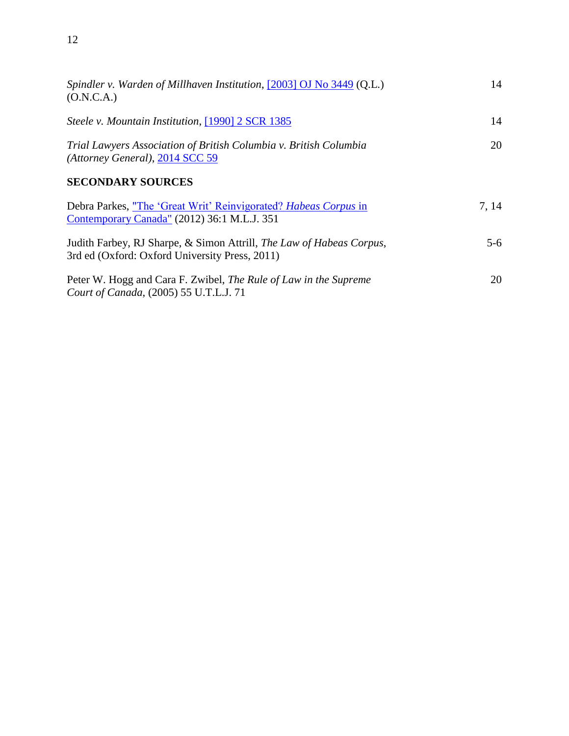| | |
|---|---|
| *Spindler v. Warden of Millhaven Institution*, [2003] OJ No 3449 (Q.L.) (O.N.C.A.) | 14 |
| *Steele v. Mountain Institution*, [1990] 2 SCR 1385 | 14 |
| *Trial Lawyers Association of British Columbia v. British Columbia (Attorney General)*, 2014 SCC 59 | 20 |

**SECONDARY SOURCES**

| | |
|---|---|
| Debra Parkes, "The 'Great Writ' Reinvigorated? *Habeas Corpus* in Contemporary Canada" (2012) 36:1 M.L.J. 351 | 7, 14 |
| Judith Farbey, RJ Sharpe, & Simon Attrill, *The Law of Habeas Corpus*, 3rd ed (Oxford: Oxford University Press, 2011) | 5-6 |
| Peter W. Hogg and Cara F. Zwibel, *The Rule of Law in the Supreme Court of Canada*, (2005) 55 U.T.L.J. 71 | 20 |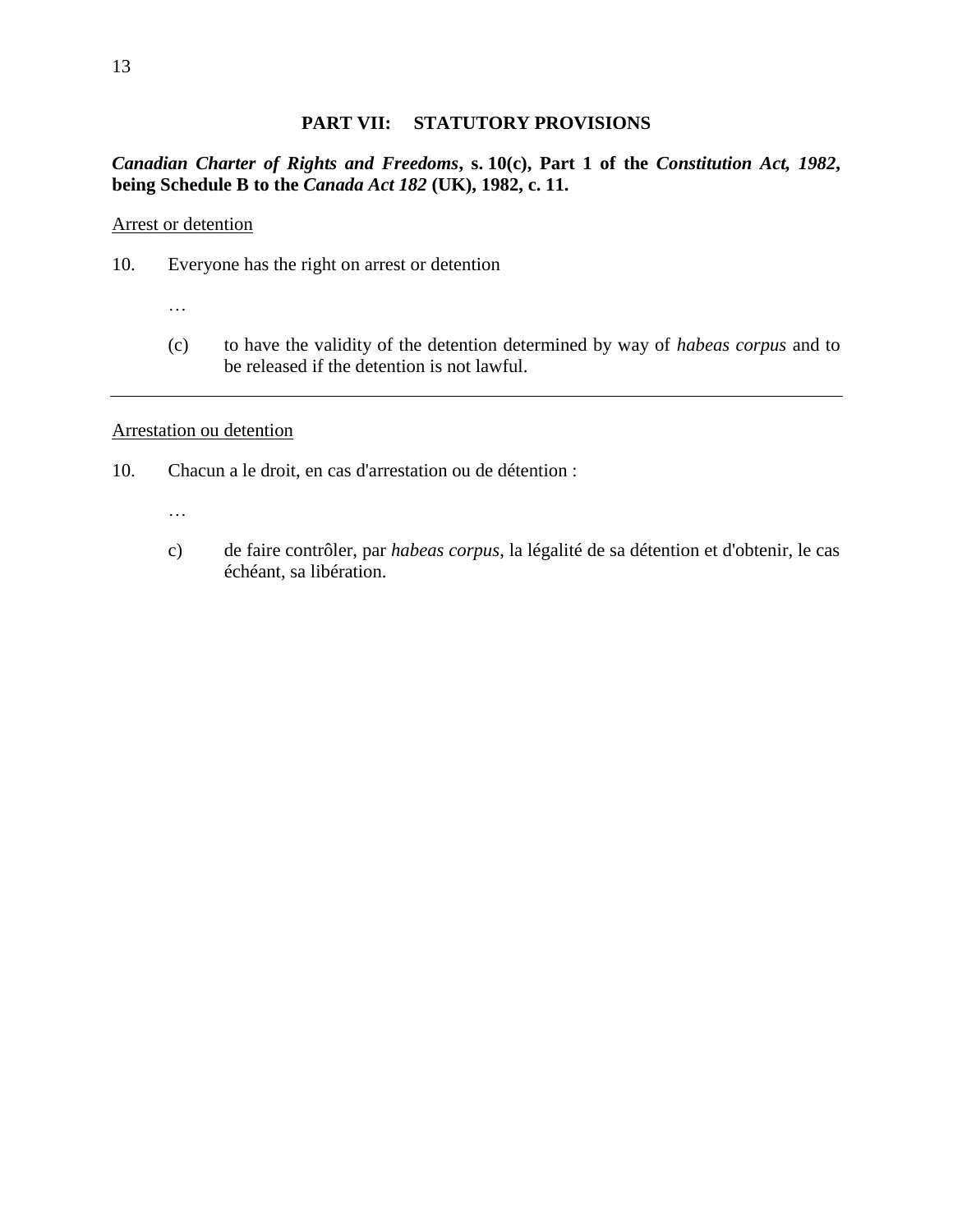## PART VII: STATUTORY PROVISIONS

***Canadian Charter of Rights and Freedoms*, s. 10(c), Part 1 of the *Constitution Act, 1982*, being Schedule B to the *Canada Act 182* (UK), 1982, c. 11.**

<u>Arrest or detention</u>

10. Everyone has the right on arrest or detention

…

(c) to have the validity of the detention determined by way of *habeas corpus* and to be released if the detention is not lawful.

---

<u>Arrestation ou detention</u>

10. Chacun a le droit, en cas d'arrestation ou de détention :

…

c) de faire contrôler, par *habeas corpus*, la légalité de sa détention et d'obtenir, le cas échéant, sa libération.